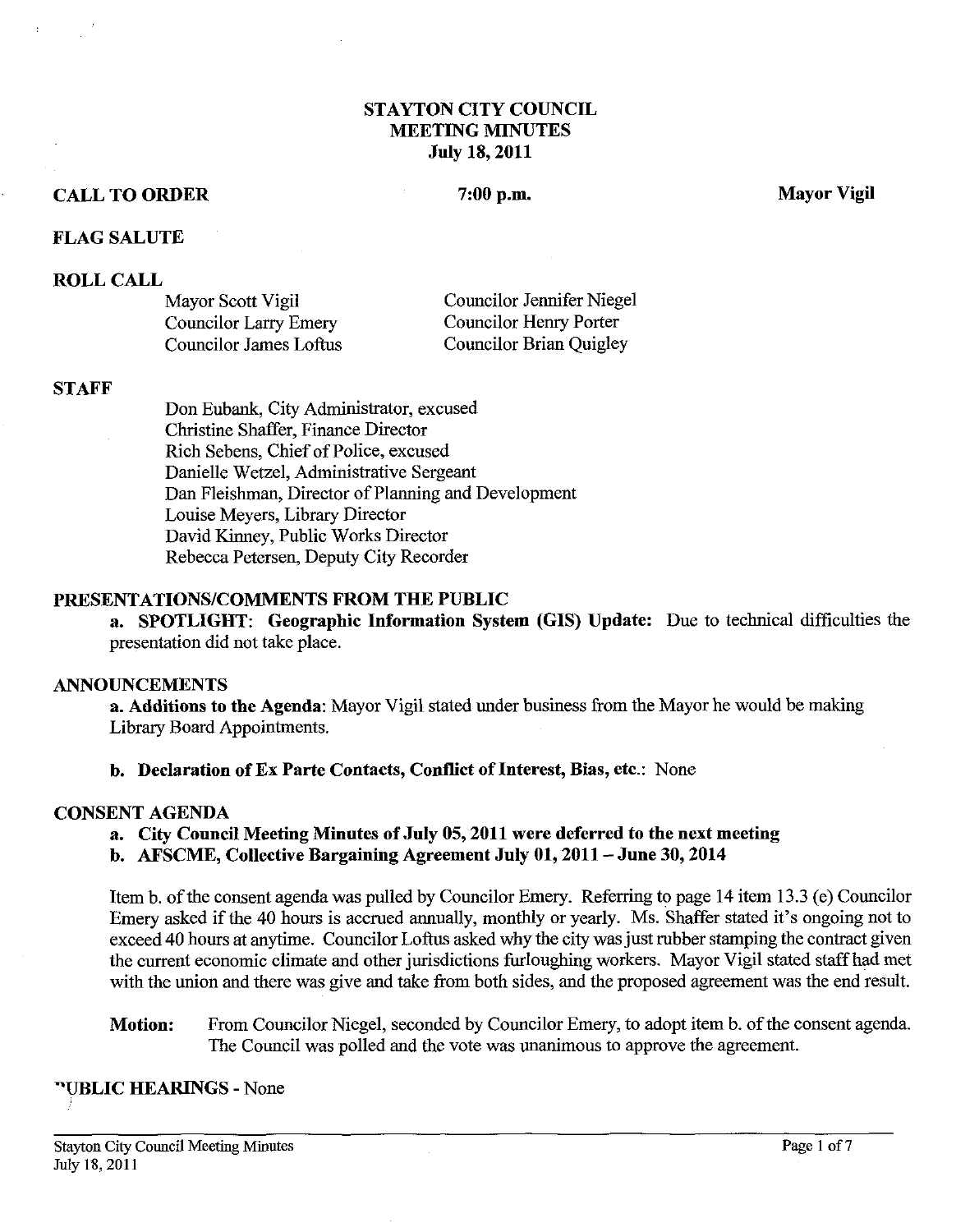# STAYTON CITY COUNCIL
## MEETING MINUTES
### July 18, 2011

**CALL TO ORDER** **7:00 p.m.** **Mayor Vigil**

**FLAG SALUTE**

**ROLL CALL**

Mayor Scott Vigil
Councilor Larry Emery
Councilor James Loftus
Councilor Jennifer Niegel
Councilor Henry Porter
Councilor Brian Quigley

**STAFF**

Don Eubank, City Administrator, excused
Christine Shaffer, Finance Director
Rich Sebens, Chief of Police, excused
Danielle Wetzel, Administrative Sergeant
Dan Fleishman, Director of Planning and Development
Louise Meyers, Library Director
David Kinney, Public Works Director
Rebecca Petersen, Deputy City Recorder

**PRESENTATIONS/COMMENTS FROM THE PUBLIC**

**a. SPOTLIGHT: Geographic Information System (GIS) Update:** Due to technical difficulties the presentation did not take place.

**ANNOUNCEMENTS**

**a. Additions to the Agenda**: Mayor Vigil stated under business from the Mayor he would be making Library Board Appointments.

**b. Declaration of Ex Parte Contacts, Conflict of Interest, Bias, etc.**: None

**CONSENT AGENDA**

**a. City Council Meeting Minutes of July 05, 2011 were deferred to the next meeting**
**b. AFSCME, Collective Bargaining Agreement July 01, 2011 – June 30, 2014**

Item b. of the consent agenda was pulled by Councilor Emery. Referring to page 14 item 13.3 (e) Councilor Emery asked if the 40 hours is accrued annually, monthly or yearly. Ms. Shaffer stated it's ongoing not to exceed 40 hours at anytime. Councilor Loftus asked why the city was just rubber stamping the contract given the current economic climate and other jurisdictions furloughing workers. Mayor Vigil stated staff had met with the union and there was give and take from both sides, and the proposed agreement was the end result.

**Motion:** From Councilor Niegel, seconded by Councilor Emery, to adopt item b. of the consent agenda. The Council was polled and the vote was unanimous to approve the agreement.

**PUBLIC HEARINGS** - None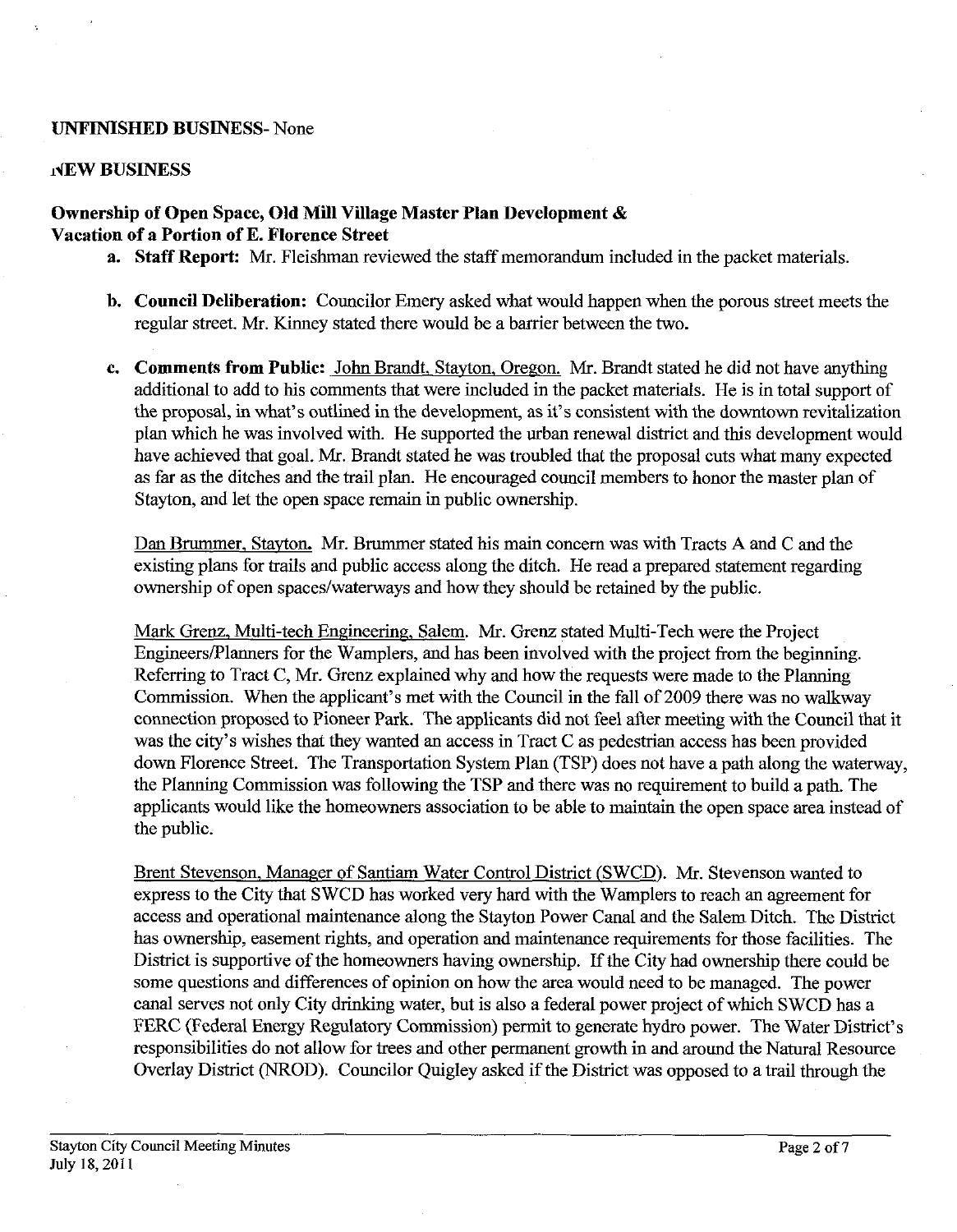**UNFINISHED BUSINESS**- None

**NEW BUSINESS**

**Ownership of Open Space, Old Mill Village Master Plan Development & Vacation of a Portion of E. Florence Street**

a. **Staff Report:** Mr. Fleishman reviewed the staff memorandum included in the packet materials.

b. **Council Deliberation:** Councilor Emery asked what would happen when the porous street meets the regular street. Mr. Kinney stated there would be a barrier between the two.

c. **Comments from Public:** John Brandt, Stayton, Oregon. Mr. Brandt stated he did not have anything additional to add to his comments that were included in the packet materials. He is in total support of the proposal, in what's outlined in the development, as it's consistent with the downtown revitalization plan which he was involved with. He supported the urban renewal district and this development would have achieved that goal. Mr. Brandt stated he was troubled that the proposal cuts what many expected as far as the ditches and the trail plan. He encouraged council members to honor the master plan of Stayton, and let the open space remain in public ownership.

Dan Brummer, Stayton. Mr. Brummer stated his main concern was with Tracts A and C and the existing plans for trails and public access along the ditch. He read a prepared statement regarding ownership of open spaces/waterways and how they should be retained by the public.

Mark Grenz, Multi-tech Engineering, Salem. Mr. Grenz stated Multi-Tech were the Project Engineers/Planners for the Wamplers, and has been involved with the project from the beginning. Referring to Tract C, Mr. Grenz explained why and how the requests were made to the Planning Commission. When the applicant's met with the Council in the fall of 2009 there was no walkway connection proposed to Pioneer Park. The applicants did not feel after meeting with the Council that it was the city's wishes that they wanted an access in Tract C as pedestrian access has been provided down Florence Street. The Transportation System Plan (TSP) does not have a path along the waterway, the Planning Commission was following the TSP and there was no requirement to build a path. The applicants would like the homeowners association to be able to maintain the open space area instead of the public.

Brent Stevenson, Manager of Santiam Water Control District (SWCD). Mr. Stevenson wanted to express to the City that SWCD has worked very hard with the Wamplers to reach an agreement for access and operational maintenance along the Stayton Power Canal and the Salem Ditch. The District has ownership, easement rights, and operation and maintenance requirements for those facilities. The District is supportive of the homeowners having ownership. If the City had ownership there could be some questions and differences of opinion on how the area would need to be managed. The power canal serves not only City drinking water, but is also a federal power project of which SWCD has a FERC (Federal Energy Regulatory Commission) permit to generate hydro power. The Water District's responsibilities do not allow for trees and other permanent growth in and around the Natural Resource Overlay District (NROD). Councilor Quigley asked if the District was opposed to a trail through the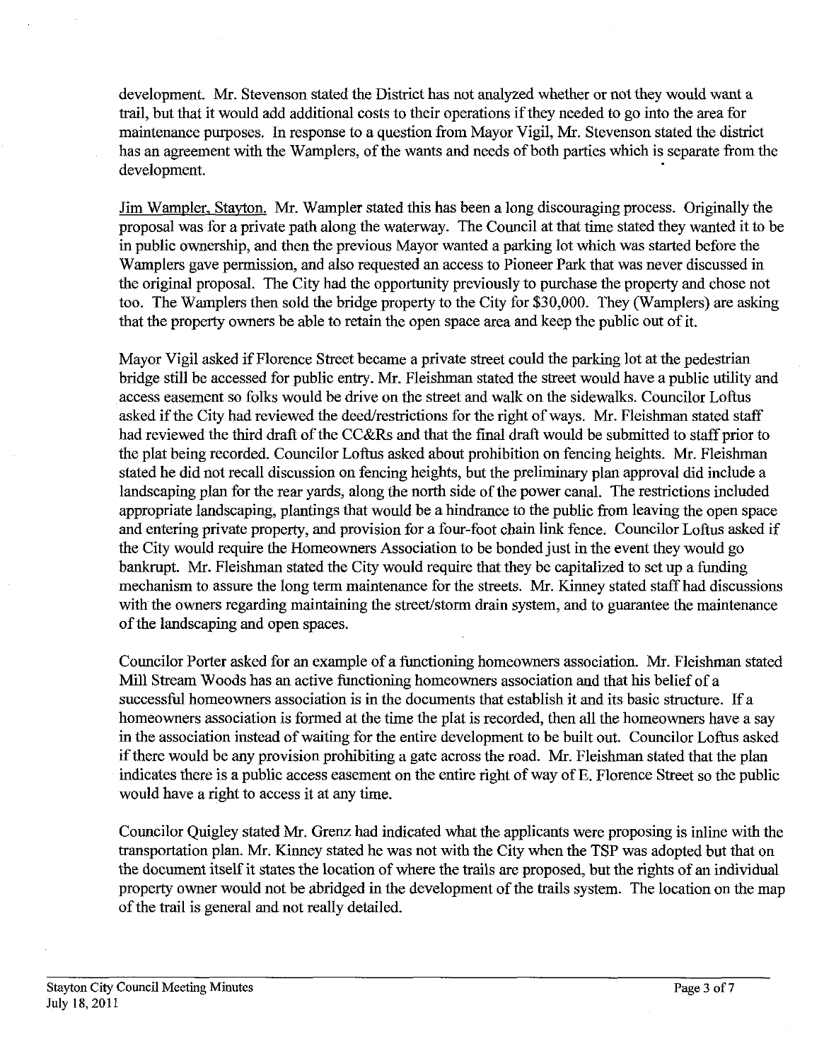development. Mr. Stevenson stated the District has not analyzed whether or not they would want a trail, but that it would add additional costs to their operations if they needed to go into the area for maintenance purposes. In response to a question from Mayor Vigil, Mr. Stevenson stated the district has an agreement with the Wamplers, of the wants and needs of both parties which is separate from the development.

Jim Wampler, Stayton. Mr. Wampler stated this has been a long discouraging process. Originally the proposal was for a private path along the waterway. The Council at that time stated they wanted it to be in public ownership, and then the previous Mayor wanted a parking lot which was started before the Wamplers gave permission, and also requested an access to Pioneer Park that was never discussed in the original proposal. The City had the opportunity previously to purchase the property and chose not too. The Wamplers then sold the bridge property to the City for $30,000. They (Wamplers) are asking that the property owners be able to retain the open space area and keep the public out of it.

Mayor Vigil asked if Florence Street became a private street could the parking lot at the pedestrian bridge still be accessed for public entry. Mr. Fleishman stated the street would have a public utility and access easement so folks would be drive on the street and walk on the sidewalks. Councilor Loftus asked if the City had reviewed the deed/restrictions for the right of ways. Mr. Fleishman stated staff had reviewed the third draft of the CC&Rs and that the final draft would be submitted to staff prior to the plat being recorded. Councilor Loftus asked about prohibition on fencing heights. Mr. Fleishman stated he did not recall discussion on fencing heights, but the preliminary plan approval did include a landscaping plan for the rear yards, along the north side of the power canal. The restrictions included appropriate landscaping, plantings that would be a hindrance to the public from leaving the open space and entering private property, and provision for a four-foot chain link fence. Councilor Loftus asked if the City would require the Homeowners Association to be bonded just in the event they would go bankrupt. Mr. Fleishman stated the City would require that they be capitalized to set up a funding mechanism to assure the long term maintenance for the streets. Mr. Kinney stated staff had discussions with the owners regarding maintaining the street/storm drain system, and to guarantee the maintenance of the landscaping and open spaces.

Councilor Porter asked for an example of a functioning homeowners association. Mr. Fleishman stated Mill Stream Woods has an active functioning homeowners association and that his belief of a successful homeowners association is in the documents that establish it and its basic structure. If a homeowners association is formed at the time the plat is recorded, then all the homeowners have a say in the association instead of waiting for the entire development to be built out. Councilor Loftus asked if there would be any provision prohibiting a gate across the road. Mr. Fleishman stated that the plan indicates there is a public access easement on the entire right of way of E. Florence Street so the public would have a right to access it at any time.

Councilor Quigley stated Mr. Grenz had indicated what the applicants were proposing is inline with the transportation plan. Mr. Kinney stated he was not with the City when the TSP was adopted but that on the document itself it states the location of where the trails are proposed, but the rights of an individual property owner would not be abridged in the development of the trails system. The location on the map of the trail is general and not really detailed.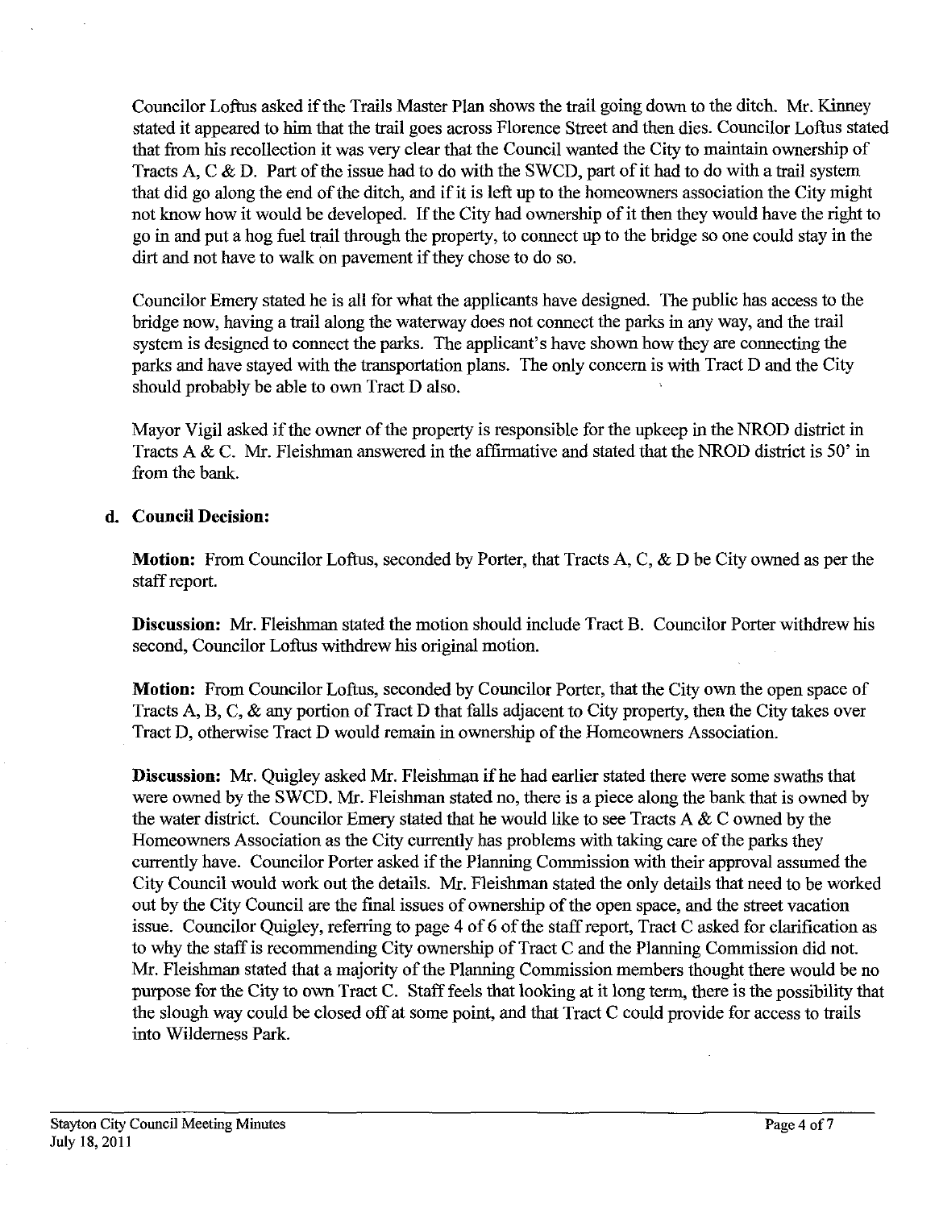Councilor Loftus asked if the Trails Master Plan shows the trail going down to the ditch. Mr. Kinney stated it appeared to him that the trail goes across Florence Street and then dies. Councilor Loftus stated that from his recollection it was very clear that the Council wanted the City to maintain ownership of Tracts A, C & D. Part of the issue had to do with the SWCD, part of it had to do with a trail system that did go along the end of the ditch, and if it is left up to the homeowners association the City might not know how it would be developed. If the City had ownership of it then they would have the right to go in and put a hog fuel trail through the property, to connect up to the bridge so one could stay in the dirt and not have to walk on pavement if they chose to do so.

Councilor Emery stated he is all for what the applicants have designed. The public has access to the bridge now, having a trail along the waterway does not connect the parks in any way, and the trail system is designed to connect the parks. The applicant's have shown how they are connecting the parks and have stayed with the transportation plans. The only concern is with Tract D and the City should probably be able to own Tract D also.

Mayor Vigil asked if the owner of the property is responsible for the upkeep in the NROD district in Tracts A & C. Mr. Fleishman answered in the affirmative and stated that the NROD district is 50' in from the bank.

**d. Council Decision:**

**Motion:** From Councilor Loftus, seconded by Porter, that Tracts A, C, & D be City owned as per the staff report.

**Discussion:** Mr. Fleishman stated the motion should include Tract B. Councilor Porter withdrew his second, Councilor Loftus withdrew his original motion.

**Motion:** From Councilor Loftus, seconded by Councilor Porter, that the City own the open space of Tracts A, B, C, & any portion of Tract D that falls adjacent to City property, then the City takes over Tract D, otherwise Tract D would remain in ownership of the Homeowners Association.

**Discussion:** Mr. Quigley asked Mr. Fleishman if he had earlier stated there were some swaths that were owned by the SWCD. Mr. Fleishman stated no, there is a piece along the bank that is owned by the water district. Councilor Emery stated that he would like to see Tracts A & C owned by the Homeowners Association as the City currently has problems with taking care of the parks they currently have. Councilor Porter asked if the Planning Commission with their approval assumed the City Council would work out the details. Mr. Fleishman stated the only details that need to be worked out by the City Council are the final issues of ownership of the open space, and the street vacation issue. Councilor Quigley, referring to page 4 of 6 of the staff report, Tract C asked for clarification as to why the staff is recommending City ownership of Tract C and the Planning Commission did not. Mr. Fleishman stated that a majority of the Planning Commission members thought there would be no purpose for the City to own Tract C. Staff feels that looking at it long term, there is the possibility that the slough way could be closed off at some point, and that Tract C could provide for access to trails into Wilderness Park.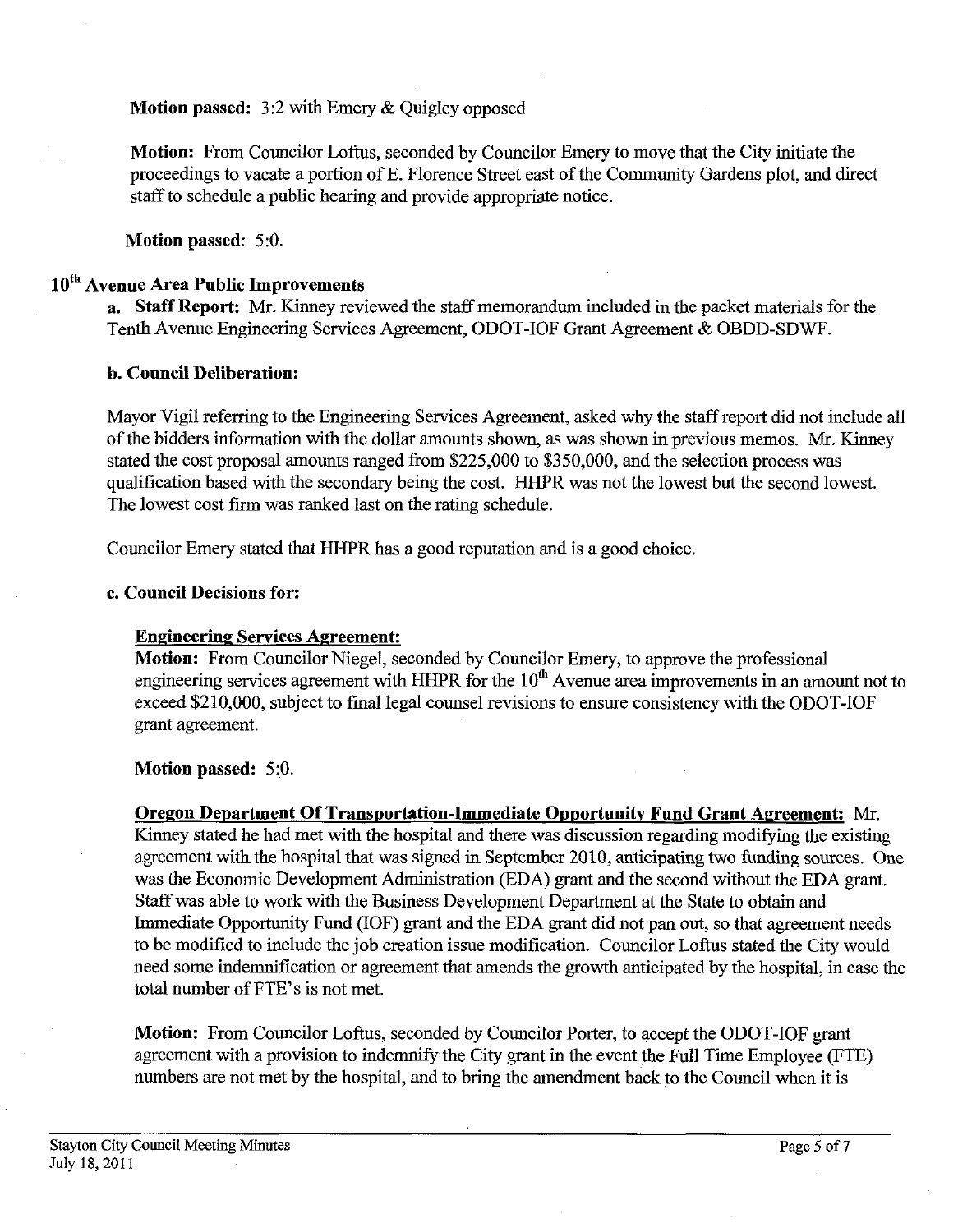**Motion passed:** 3:2 with Emery & Quigley opposed

**Motion:** From Councilor Loftus, seconded by Councilor Emery to move that the City initiate the proceedings to vacate a portion of E. Florence Street east of the Community Gardens plot, and direct staff to schedule a public hearing and provide appropriate notice.

**Motion passed:** 5:0.

## 10th Avenue Area Public Improvements

**a. Staff Report:** Mr. Kinney reviewed the staff memorandum included in the packet materials for the Tenth Avenue Engineering Services Agreement, ODOT-IOF Grant Agreement & OBDD-SDWF.

**b. Council Deliberation:**

Mayor Vigil referring to the Engineering Services Agreement, asked why the staff report did not include all of the bidders information with the dollar amounts shown, as was shown in previous memos. Mr. Kinney stated the cost proposal amounts ranged from $225,000 to $350,000, and the selection process was qualification based with the secondary being the cost. HHPR was not the lowest but the second lowest. The lowest cost firm was ranked last on the rating schedule.

Councilor Emery stated that HHPR has a good reputation and is a good choice.

**c. Council Decisions for:**

**Engineering Services Agreement:**
**Motion:** From Councilor Niegel, seconded by Councilor Emery, to approve the professional engineering services agreement with HHPR for the 10th Avenue area improvements in an amount not to exceed $210,000, subject to final legal counsel revisions to ensure consistency with the ODOT-IOF grant agreement.

**Motion passed:** 5:0.

**Oregon Department Of Transportation-Immediate Opportunity Fund Grant Agreement:** Mr. Kinney stated he had met with the hospital and there was discussion regarding modifying the existing agreement with the hospital that was signed in September 2010, anticipating two funding sources. One was the Economic Development Administration (EDA) grant and the second without the EDA grant. Staff was able to work with the Business Development Department at the State to obtain and Immediate Opportunity Fund (IOF) grant and the EDA grant did not pan out, so that agreement needs to be modified to include the job creation issue modification. Councilor Loftus stated the City would need some indemnification or agreement that amends the growth anticipated by the hospital, in case the total number of FTE's is not met.

**Motion:** From Councilor Loftus, seconded by Councilor Porter, to accept the ODOT-IOF grant agreement with a provision to indemnify the City grant in the event the Full Time Employee (FTE) numbers are not met by the hospital, and to bring the amendment back to the Council when it is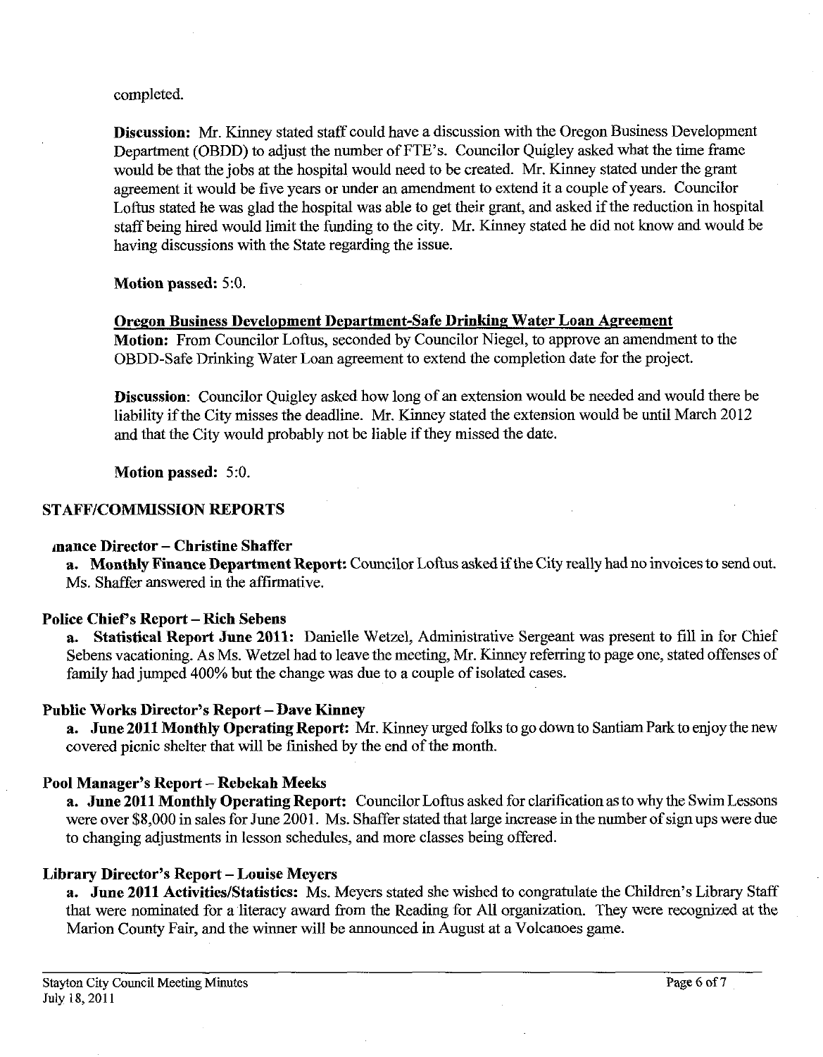completed.

**Discussion:** Mr. Kinney stated staff could have a discussion with the Oregon Business Development Department (OBDD) to adjust the number of FTE's. Councilor Quigley asked what the time frame would be that the jobs at the hospital would need to be created. Mr. Kinney stated under the grant agreement it would be five years or under an amendment to extend it a couple of years. Councilor Loftus stated he was glad the hospital was able to get their grant, and asked if the reduction in hospital staff being hired would limit the funding to the city. Mr. Kinney stated he did not know and would be having discussions with the State regarding the issue.

**Motion passed:** 5:0.

**Oregon Business Development Department-Safe Drinking Water Loan Agreement**

**Motion:** From Councilor Loftus, seconded by Councilor Niegel, to approve an amendment to the OBDD-Safe Drinking Water Loan agreement to extend the completion date for the project.

**Discussion**: Councilor Quigley asked how long of an extension would be needed and would there be liability if the City misses the deadline. Mr. Kinney stated the extension would be until March 2012 and that the City would probably not be liable if they missed the date.

**Motion passed:** 5:0.

## STAFF/COMMISSION REPORTS

### inance Director – Christine Shaffer

**a. Monthly Finance Department Report:** Councilor Loftus asked if the City really had no invoices to send out. Ms. Shaffer answered in the affirmative.

### Police Chief's Report – Rich Sebens

**a. Statistical Report June 2011:** Danielle Wetzel, Administrative Sergeant was present to fill in for Chief Sebens vacationing. As Ms. Wetzel had to leave the meeting, Mr. Kinney referring to page one, stated offenses of family had jumped 400% but the change was due to a couple of isolated cases.

### Public Works Director's Report – Dave Kinney

**a. June 2011 Monthly Operating Report:** Mr. Kinney urged folks to go down to Santiam Park to enjoy the new covered picnic shelter that will be finished by the end of the month.

### Pool Manager's Report – Rebekah Meeks

**a. June 2011 Monthly Operating Report:** Councilor Loftus asked for clarification as to why the Swim Lessons were over $8,000 in sales for June 2001. Ms. Shaffer stated that large increase in the number of sign ups were due to changing adjustments in lesson schedules, and more classes being offered.

### Library Director's Report – Louise Meyers

**a. June 2011 Activities/Statistics:** Ms. Meyers stated she wished to congratulate the Children's Library Staff that were nominated for a literacy award from the Reading for All organization. They were recognized at the Marion County Fair, and the winner will be announced in August at a Volcanoes game.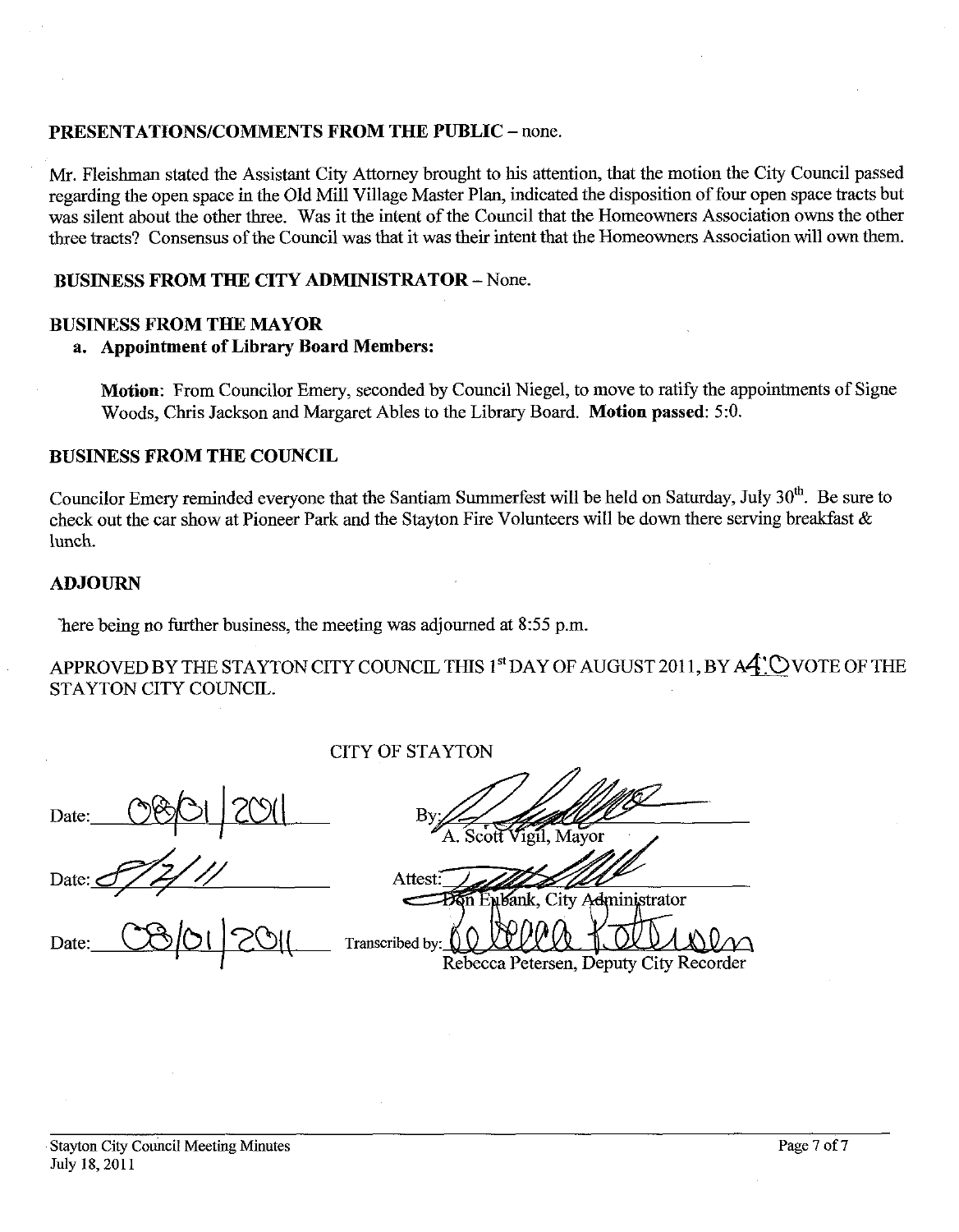**PRESENTATIONS/COMMENTS FROM THE PUBLIC** – none.

Mr. Fleishman stated the Assistant City Attorney brought to his attention, that the motion the City Council passed regarding the open space in the Old Mill Village Master Plan, indicated the disposition of four open space tracts but was silent about the other three. Was it the intent of the Council that the Homeowners Association owns the other three tracts? Consensus of the Council was that it was their intent that the Homeowners Association will own them.

**BUSINESS FROM THE CITY ADMINISTRATOR** – None.

**BUSINESS FROM THE MAYOR**

**a. Appointment of Library Board Members:**

**Motion**: From Councilor Emery, seconded by Council Niegel, to move to ratify the appointments of Signe Woods, Chris Jackson and Margaret Ables to the Library Board. **Motion passed**: 5:0.

**BUSINESS FROM THE COUNCIL**

Councilor Emery reminded everyone that the Santiam Summerfest will be held on Saturday, July 30th. Be sure to check out the car show at Pioneer Park and the Stayton Fire Volunteers will be down there serving breakfast & lunch.

**ADJOURN**

There being no further business, the meeting was adjourned at 8:55 p.m.

APPROVED BY THE STAYTON CITY COUNCIL THIS 1st DAY OF AUGUST 2011, BY A 4:0 VOTE OF THE STAYTON CITY COUNCIL.

CITY OF STAYTON

Date: 08/01/2011 By: A. Scott Vigil, Mayor

Date: 8/2/11 Attest: Don Eubank, City Administrator

Date: 08/01/2011 Transcribed by: Rebecca Petersen, Deputy City Recorder